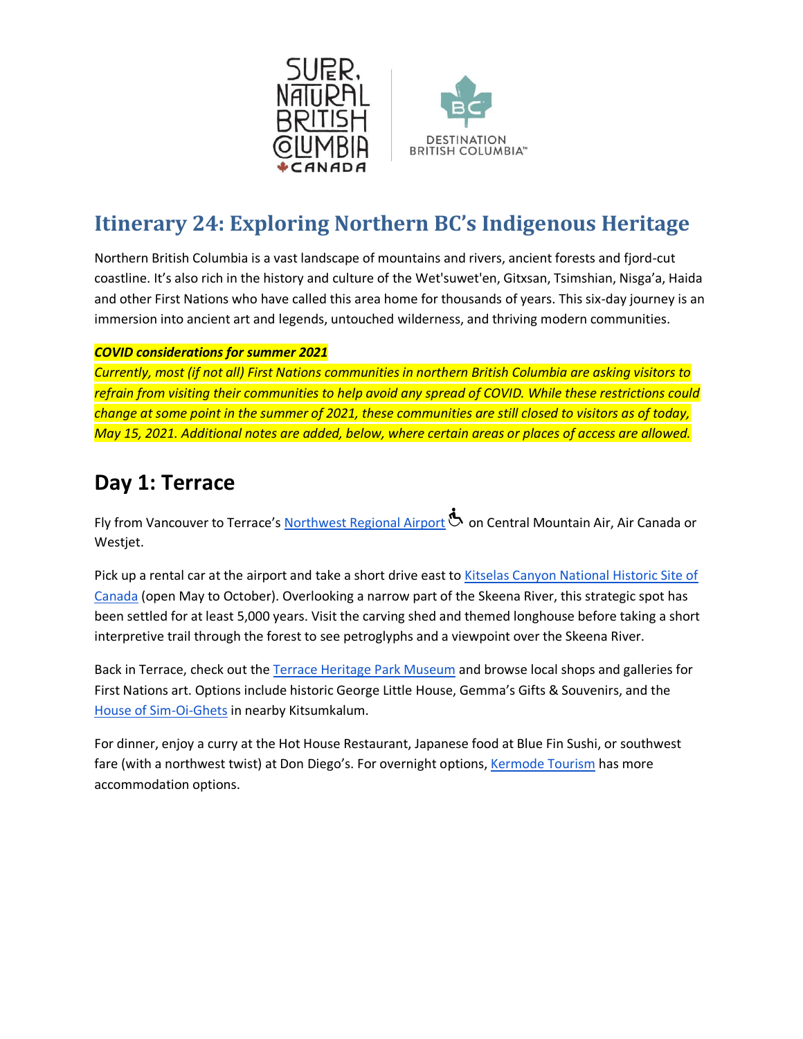# Itinerary 24: Exploring Northern BC's Indigenous Heritage

Northern British Columbia is a vast landscape of mountains and rivers, ancient forests and fjord-cut coastline. It's also rich in the history and culture of the Wet'suwet'en, Gitxsan, Tsimshian, Nisga'a, Haida and other First Nations who have called this area home for thousands of years. This six-day journey is an immersion into ancient art and legends, untouched wilderness, and thriving modern communities.

***COVID considerations for summer 2021***

*Currently, most (if not all) First Nations communities in northern British Columbia are asking visitors to refrain from visiting their communities to help avoid any spread of COVID. While these restrictions could change at some point in the summer of 2021, these communities are still closed to visitors as of today, May 15, 2021. Additional notes are added, below, where certain areas or places of access are allowed.*

## Day 1: Terrace

Fly from Vancouver to Terrace's Northwest Regional Airport ♿ on Central Mountain Air, Air Canada or Westjet.

Pick up a rental car at the airport and take a short drive east to Kitselas Canyon National Historic Site of Canada (open May to October). Overlooking a narrow part of the Skeena River, this strategic spot has been settled for at least 5,000 years. Visit the carving shed and themed longhouse before taking a short interpretive trail through the forest to see petroglyphs and a viewpoint over the Skeena River.

Back in Terrace, check out the Terrace Heritage Park Museum and browse local shops and galleries for First Nations art. Options include historic George Little House, Gemma's Gifts & Souvenirs, and the House of Sim-Oi-Ghets in nearby Kitsumkalum.

For dinner, enjoy a curry at the Hot House Restaurant, Japanese food at Blue Fin Sushi, or southwest fare (with a northwest twist) at Don Diego's. For overnight options, Kermode Tourism has more accommodation options.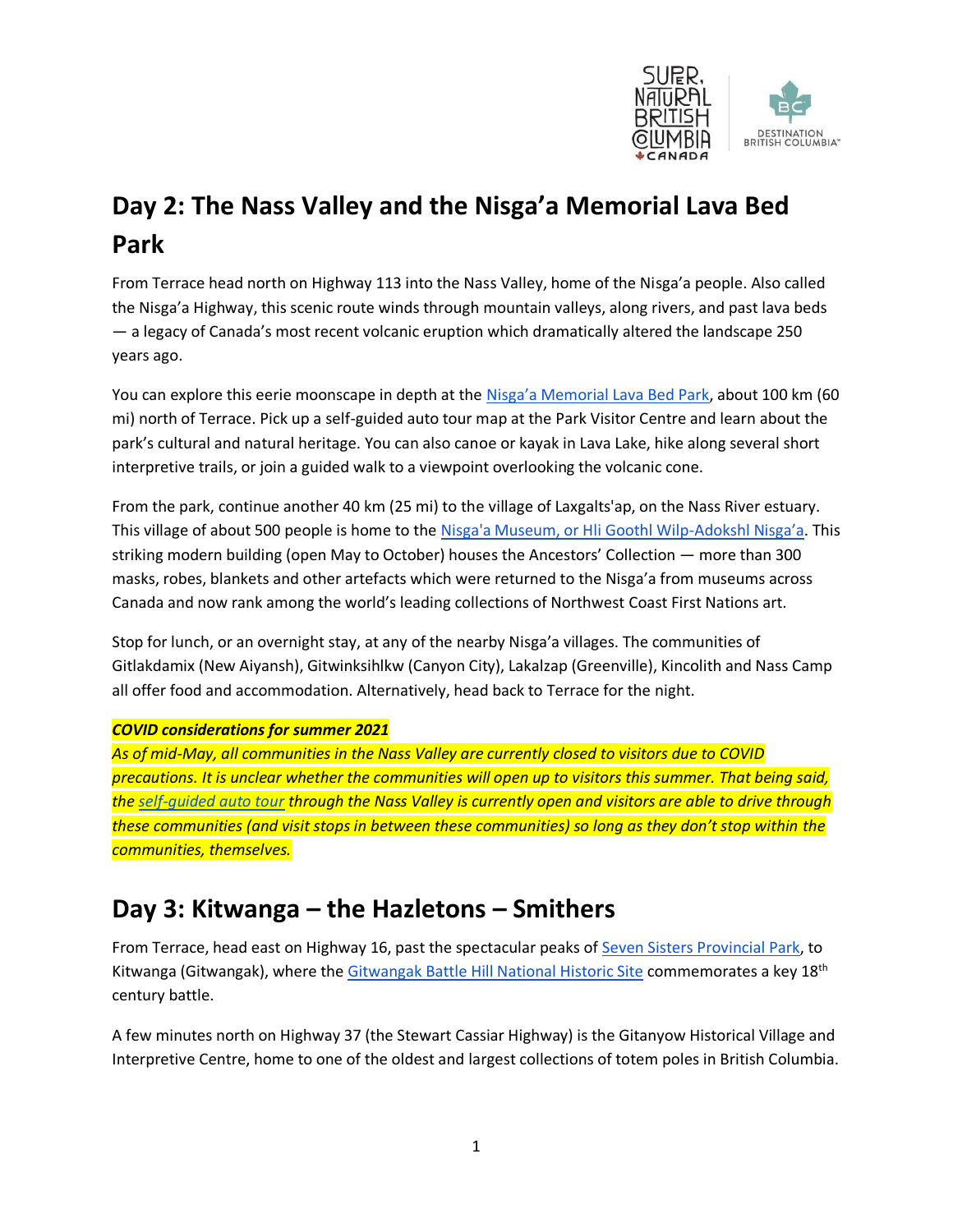## Day 2: The Nass Valley and the Nisga'a Memorial Lava Bed Park

From Terrace head north on Highway 113 into the Nass Valley, home of the Nisga'a people. Also called the Nisga'a Highway, this scenic route winds through mountain valleys, along rivers, and past lava beds — a legacy of Canada's most recent volcanic eruption which dramatically altered the landscape 250 years ago.

You can explore this eerie moonscape in depth at the Nisga'a Memorial Lava Bed Park, about 100 km (60 mi) north of Terrace. Pick up a self-guided auto tour map at the Park Visitor Centre and learn about the park's cultural and natural heritage. You can also canoe or kayak in Lava Lake, hike along several short interpretive trails, or join a guided walk to a viewpoint overlooking the volcanic cone.

From the park, continue another 40 km (25 mi) to the village of Laxgalts'ap, on the Nass River estuary. This village of about 500 people is home to the Nisga'a Museum, or Hli Goothl Wilp-Adokshl Nisga'a. This striking modern building (open May to October) houses the Ancestors' Collection — more than 300 masks, robes, blankets and other artefacts which were returned to the Nisga'a from museums across Canada and now rank among the world's leading collections of Northwest Coast First Nations art.

Stop for lunch, or an overnight stay, at any of the nearby Nisga'a villages. The communities of Gitlakdamix (New Aiyansh), Gitwinksihlkw (Canyon City), Lakalzap (Greenville), Kincolith and Nass Camp all offer food and accommodation. Alternatively, head back to Terrace for the night.

***COVID considerations for summer 2021***

*As of mid-May, all communities in the Nass Valley are currently closed to visitors due to COVID precautions. It is unclear whether the communities will open up to visitors this summer. That being said, the self-guided auto tour through the Nass Valley is currently open and visitors are able to drive through these communities (and visit stops in between these communities) so long as they don't stop within the communities, themselves.*

## Day 3: Kitwanga – the Hazletons – Smithers

From Terrace, head east on Highway 16, past the spectacular peaks of Seven Sisters Provincial Park, to Kitwanga (Gitwangak), where the Gitwangak Battle Hill National Historic Site commemorates a key 18th century battle.

A few minutes north on Highway 37 (the Stewart Cassiar Highway) is the Gitanyow Historical Village and Interpretive Centre, home to one of the oldest and largest collections of totem poles in British Columbia.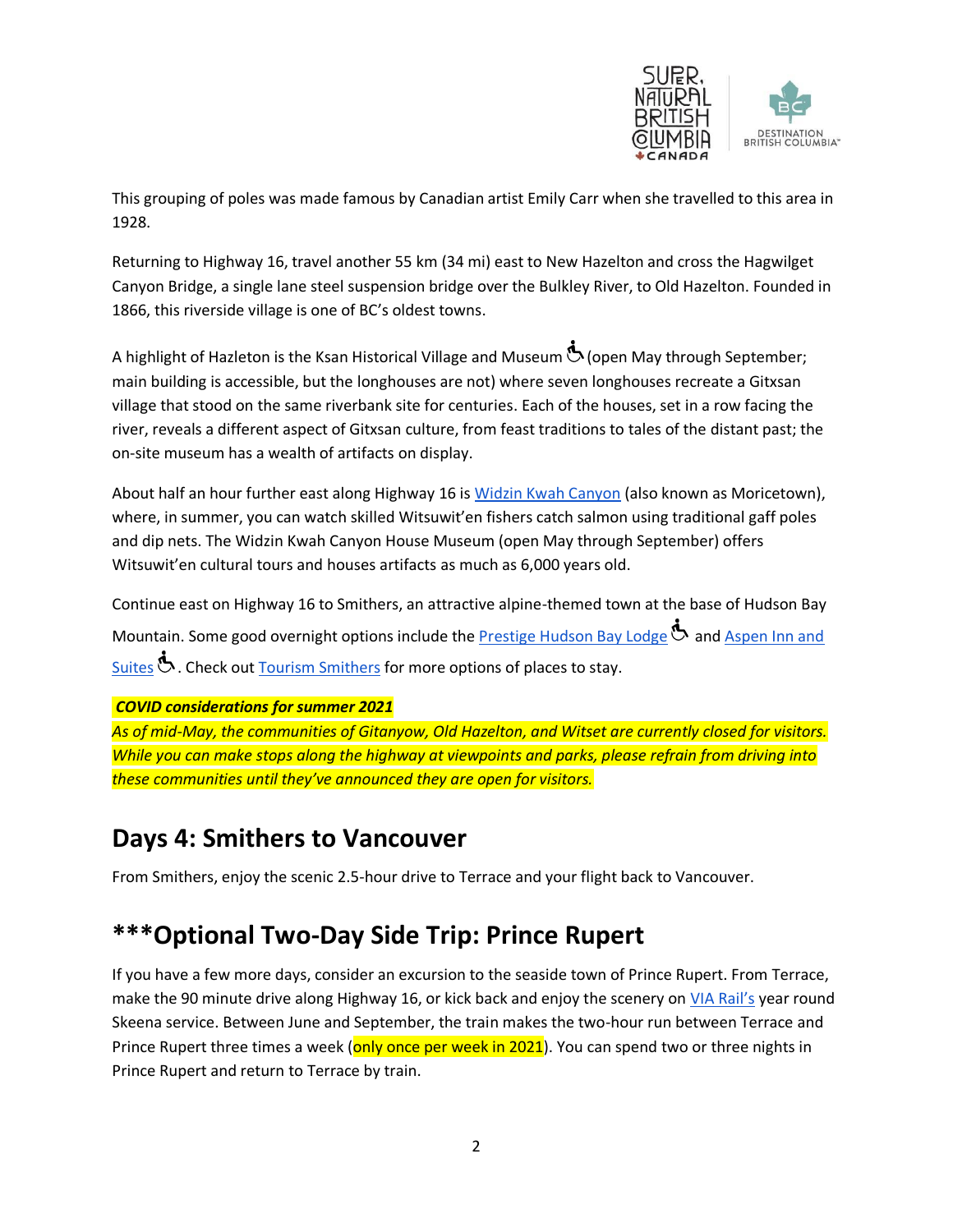This grouping of poles was made famous by Canadian artist Emily Carr when she travelled to this area in 1928.

Returning to Highway 16, travel another 55 km (34 mi) east to New Hazelton and cross the Hagwilget Canyon Bridge, a single lane steel suspension bridge over the Bulkley River, to Old Hazelton. Founded in 1866, this riverside village is one of BC's oldest towns.

A highlight of Hazleton is the Ksan Historical Village and Museum ♿ (open May through September; main building is accessible, but the longhouses are not) where seven longhouses recreate a Gitxsan village that stood on the same riverbank site for centuries. Each of the houses, set in a row facing the river, reveals a different aspect of Gitxsan culture, from feast traditions to tales of the distant past; the on-site museum has a wealth of artifacts on display.

About half an hour further east along Highway 16 is Widzin Kwah Canyon (also known as Moricetown), where, in summer, you can watch skilled Witsuwit'en fishers catch salmon using traditional gaff poles and dip nets. The Widzin Kwah Canyon House Museum (open May through September) offers Witsuwit'en cultural tours and houses artifacts as much as 6,000 years old.

Continue east on Highway 16 to Smithers, an attractive alpine-themed town at the base of Hudson Bay Mountain. Some good overnight options include the Prestige Hudson Bay Lodge ♿ and Aspen Inn and Suites ♿. Check out Tourism Smithers for more options of places to stay.

***COVID considerations for summer 2021***
*As of mid-May, the communities of Gitanyow, Old Hazelton, and Witset are currently closed for visitors. While you can make stops along the highway at viewpoints and parks, please refrain from driving into these communities until they've announced they are open for visitors.*

## Days 4: Smithers to Vancouver

From Smithers, enjoy the scenic 2.5-hour drive to Terrace and your flight back to Vancouver.

## ***Optional Two-Day Side Trip: Prince Rupert

If you have a few more days, consider an excursion to the seaside town of Prince Rupert. From Terrace, make the 90 minute drive along Highway 16, or kick back and enjoy the scenery on VIA Rail's year round Skeena service. Between June and September, the train makes the two-hour run between Terrace and Prince Rupert three times a week (only once per week in 2021). You can spend two or three nights in Prince Rupert and return to Terrace by train.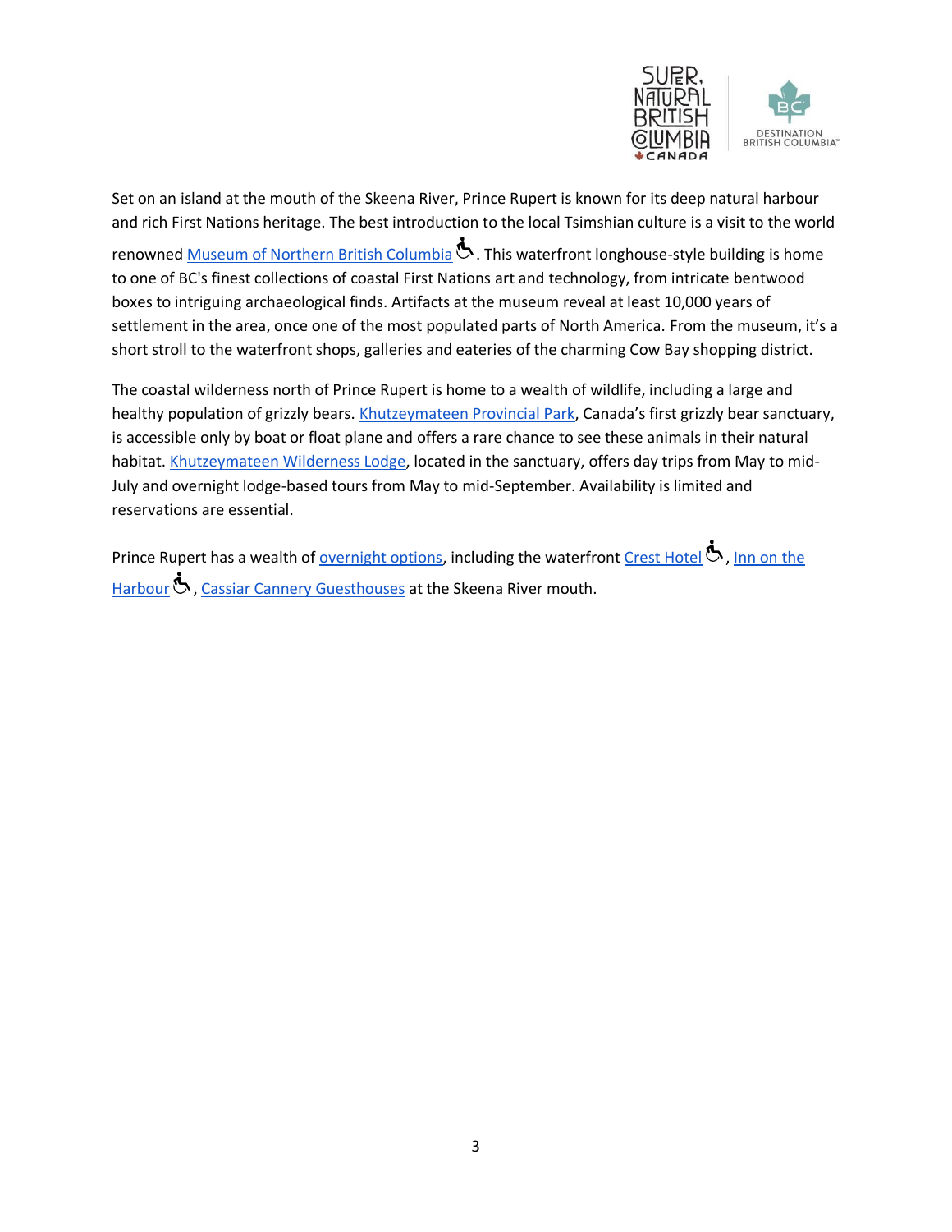Set on an island at the mouth of the Skeena River, Prince Rupert is known for its deep natural harbour and rich First Nations heritage. The best introduction to the local Tsimshian culture is a visit to the world renowned Museum of Northern British Columbia ♿. This waterfront longhouse-style building is home to one of BC's finest collections of coastal First Nations art and technology, from intricate bentwood boxes to intriguing archaeological finds. Artifacts at the museum reveal at least 10,000 years of settlement in the area, once one of the most populated parts of North America. From the museum, it's a short stroll to the waterfront shops, galleries and eateries of the charming Cow Bay shopping district.

The coastal wilderness north of Prince Rupert is home to a wealth of wildlife, including a large and healthy population of grizzly bears. Khutzeymateen Provincial Park, Canada's first grizzly bear sanctuary, is accessible only by boat or float plane and offers a rare chance to see these animals in their natural habitat. Khutzeymateen Wilderness Lodge, located in the sanctuary, offers day trips from May to mid-July and overnight lodge-based tours from May to mid-September. Availability is limited and reservations are essential.

Prince Rupert has a wealth of overnight options, including the waterfront Crest Hotel ♿, Inn on the Harbour ♿, Cassiar Cannery Guesthouses at the Skeena River mouth.